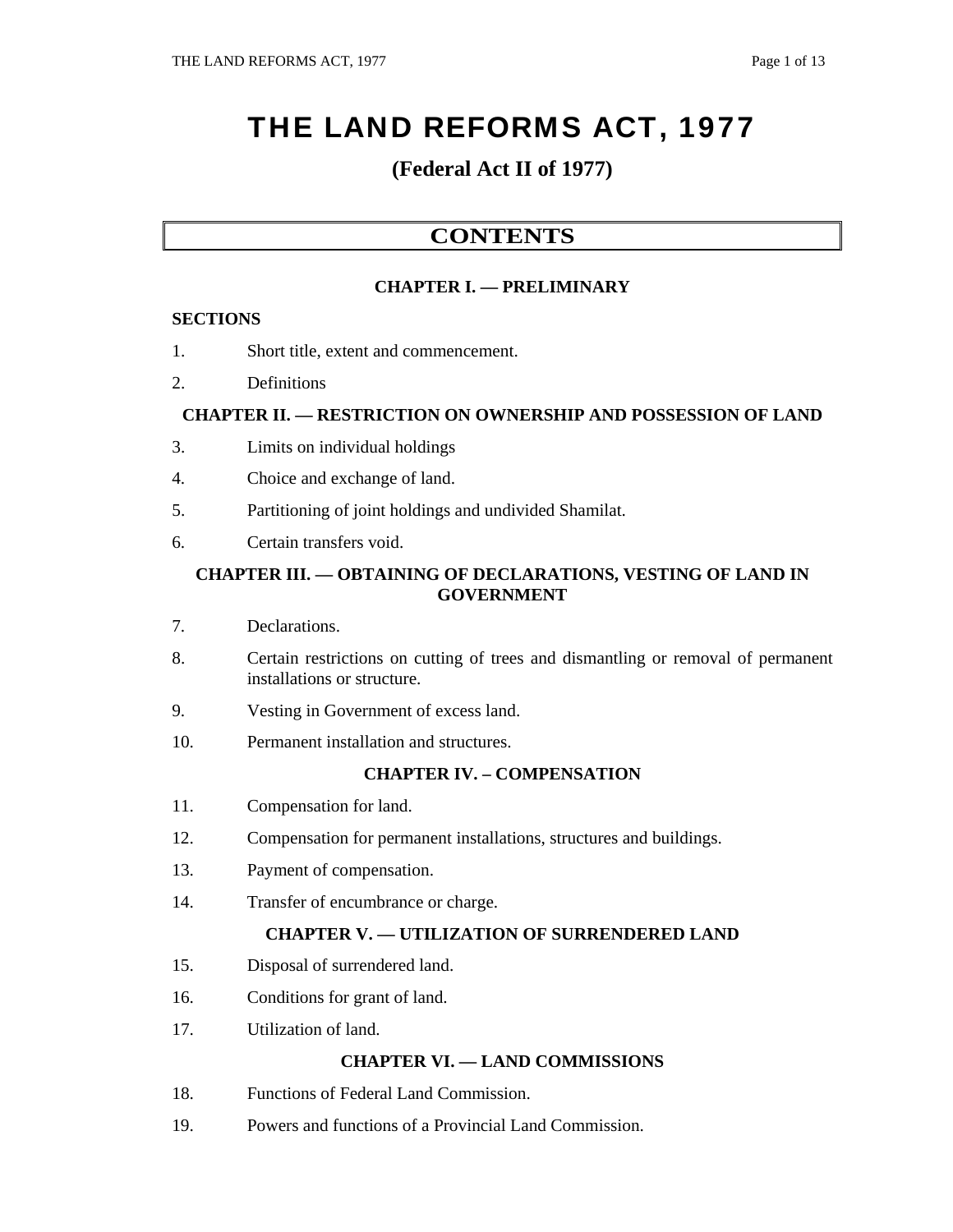# THE LAND REFORMS ACT, 1977

## (Federal Act II of 1977)

## CONTENTS

### CHAPTER I. — PRELIMINARY

**SECTIONS**

1. Short title, extent and commencement.
2. Definitions

### CHAPTER II. — RESTRICTION ON OWNERSHIP AND POSSESSION OF LAND

3. Limits on individual holdings
4. Choice and exchange of land.
5. Partitioning of joint holdings and undivided Shamilat.
6. Certain transfers void.

### CHAPTER III. — OBTAINING OF DECLARATIONS, VESTING OF LAND IN GOVERNMENT

7. Declarations.
8. Certain restrictions on cutting of trees and dismantling or removal of permanent installations or structure.
9. Vesting in Government of excess land.
10. Permanent installation and structures.

### CHAPTER IV. – COMPENSATION

11. Compensation for land.
12. Compensation for permanent installations, structures and buildings.
13. Payment of compensation.
14. Transfer of encumbrance or charge.

### CHAPTER V. — UTILIZATION OF SURRENDERED LAND

15. Disposal of surrendered land.
16. Conditions for grant of land.
17. Utilization of land.

### CHAPTER VI. — LAND COMMISSIONS

18. Functions of Federal Land Commission.
19. Powers and functions of a Provincial Land Commission.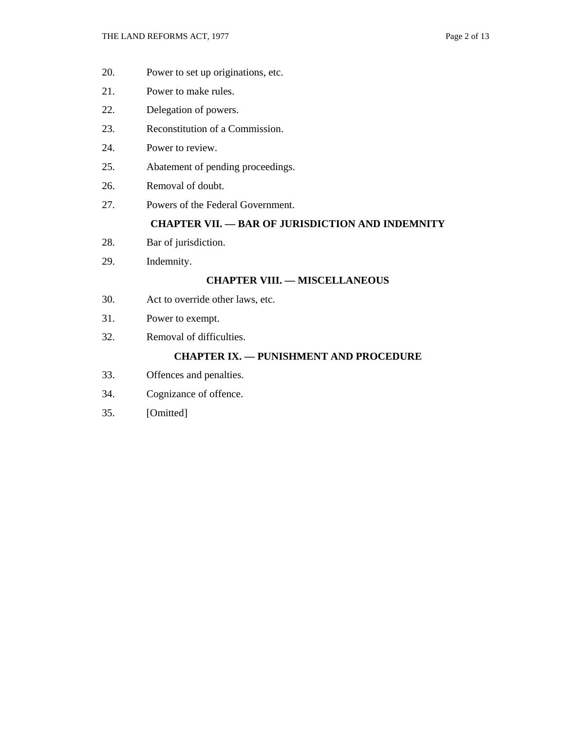20. Power to set up originations, etc.

21. Power to make rules.

22. Delegation of powers.

23. Reconstitution of a Commission.

24. Power to review.

25. Abatement of pending proceedings.

26. Removal of doubt.

27. Powers of the Federal Government.

**CHAPTER VII. — BAR OF JURISDICTION AND INDEMNITY**

28. Bar of jurisdiction.

29. Indemnity.

**CHAPTER VIII. — MISCELLANEOUS**

30. Act to override other laws, etc.

31. Power to exempt.

32. Removal of difficulties.

**CHAPTER IX. — PUNISHMENT AND PROCEDURE**

33. Offences and penalties.

34. Cognizance of offence.

35. [Omitted]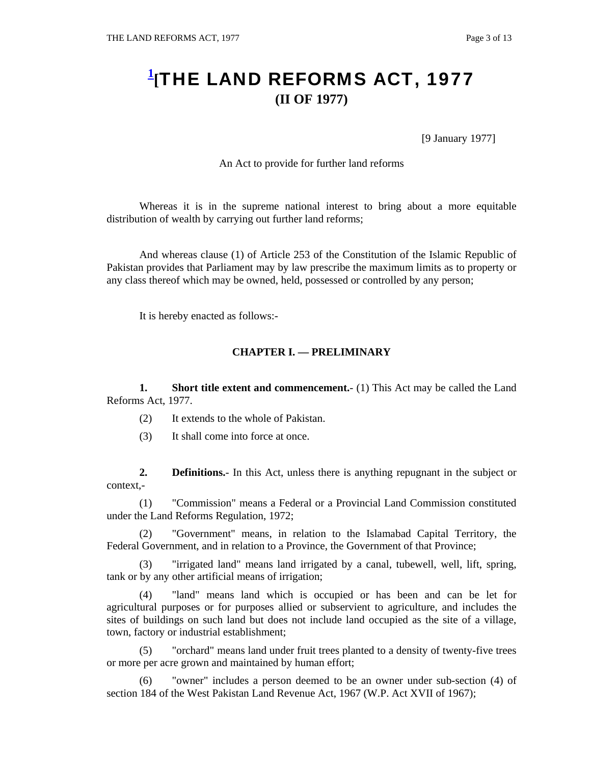# [1][THE LAND REFORMS ACT, 1977

## (II OF 1977)

[9 January 1977]

An Act to provide for further land reforms

Whereas it is in the supreme national interest to bring about a more equitable distribution of wealth by carrying out further land reforms;

And whereas clause (1) of Article 253 of the Constitution of the Islamic Republic of Pakistan provides that Parliament may by law prescribe the maximum limits as to property or any class thereof which may be owned, held, possessed or controlled by any person;

It is hereby enacted as follows:-

### CHAPTER I. — PRELIMINARY

**1. Short title extent and commencement.**- (1) This Act may be called the Land Reforms Act, 1977.

(2) It extends to the whole of Pakistan.

(3) It shall come into force at once.

**2. Definitions.**- In this Act, unless there is anything repugnant in the subject or context,-

(1) "Commission" means a Federal or a Provincial Land Commission constituted under the Land Reforms Regulation, 1972;

(2) "Government" means, in relation to the Islamabad Capital Territory, the Federal Government, and in relation to a Province, the Government of that Province;

(3) "irrigated land" means land irrigated by a canal, tubewell, well, lift, spring, tank or by any other artificial means of irrigation;

(4) "land" means land which is occupied or has been and can be let for agricultural purposes or for purposes allied or subservient to agriculture, and includes the sites of buildings on such land but does not include land occupied as the site of a village, town, factory or industrial establishment;

(5) "orchard" means land under fruit trees planted to a density of twenty-five trees or more per acre grown and maintained by human effort;

(6) "owner" includes a person deemed to be an owner under sub-section (4) of section 184 of the West Pakistan Land Revenue Act, 1967 (W.P. Act XVII of 1967);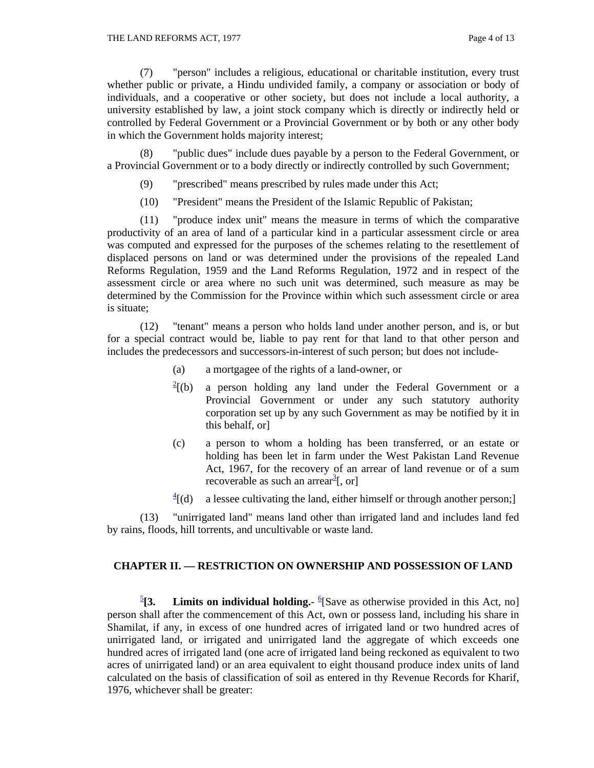(7) "person" includes a religious, educational or charitable institution, every trust whether public or private, a Hindu undivided family, a company or association or body of individuals, and a cooperative or other society, but does not include a local authority, a university established by law, a joint stock company which is directly or indirectly held or controlled by Federal Government or a Provincial Government or by both or any other body in which the Government holds majority interest;

(8) "public dues" include dues payable by a person to the Federal Government, or a Provincial Government or to a body directly or indirectly controlled by such Government;

(9) "prescribed" means prescribed by rules made under this Act;

(10) "President" means the President of the Islamic Republic of Pakistan;

(11) "produce index unit" means the measure in terms of which the comparative productivity of an area of land of a particular kind in a particular assessment circle or area was computed and expressed for the purposes of the schemes relating to the resettlement of displaced persons on land or was determined under the provisions of the repealed Land Reforms Regulation, 1959 and the Land Reforms Regulation, 1972 and in respect of the assessment circle or area where no such unit was determined, such measure as may be determined by the Commission for the Province within which such assessment circle or area is situate;

(12) "tenant" means a person who holds land under another person, and is, or but for a special contract would be, liable to pay rent for that land to that other person and includes the predecessors and successors-in-interest of such person; but does not include-

(a) a mortgagee of the rights of a land-owner, or

[2][(b) a person holding any land under the Federal Government or a Provincial Government or under any such statutory authority corporation set up by any such Government as may be notified by it in this behalf, or]

(c) a person to whom a holding has been transferred, or an estate or holding has been let in farm under the West Pakistan Land Revenue Act, 1967, for the recovery of an arrear of land revenue or of a sum recoverable as such an arrear[3][, or]

[4][(d) a lessee cultivating the land, either himself or through another person;]

(13) "unirrigated land" means land other than irrigated land and includes land fed by rains, floods, hill torrents, and uncultivable or waste land.

## CHAPTER II. — RESTRICTION ON OWNERSHIP AND POSSESSION OF LAND

[5]**[3. Limits on individual holding.-** [6][Save as otherwise provided in this Act, no] person shall after the commencement of this Act, own or possess land, including his share in Shamilat, if any, in excess of one hundred acres of irrigated land or two hundred acres of unirrigated land, or irrigated and unirrigated land the aggregate of which exceeds one hundred acres of irrigated land (one acre of irrigated land being reckoned as equivalent to two acres of unirrigated land) or an area equivalent to eight thousand produce index units of land calculated on the basis of classification of soil as entered in thy Revenue Records for Kharif, 1976, whichever shall be greater: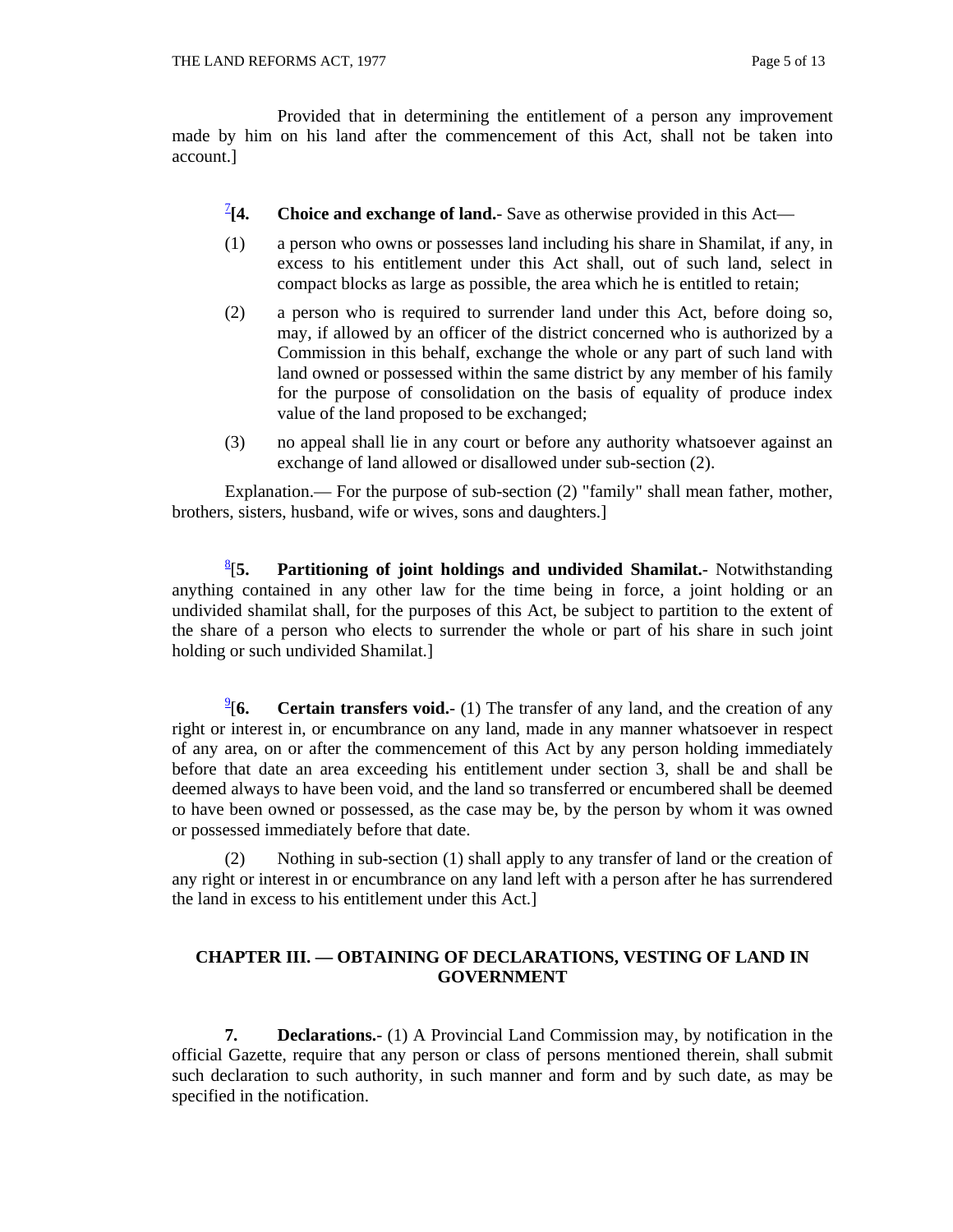Provided that in determining the entitlement of a person any improvement made by him on his land after the commencement of this Act, shall not be taken into account.]

[7][**4. Choice and exchange of land.**- Save as otherwise provided in this Act—

(1) a person who owns or possesses land including his share in Shamilat, if any, in excess to his entitlement under this Act shall, out of such land, select in compact blocks as large as possible, the area which he is entitled to retain;

(2) a person who is required to surrender land under this Act, before doing so, may, if allowed by an officer of the district concerned who is authorized by a Commission in this behalf, exchange the whole or any part of such land with land owned or possessed within the same district by any member of his family for the purpose of consolidation on the basis of equality of produce index value of the land proposed to be exchanged;

(3) no appeal shall lie in any court or before any authority whatsoever against an exchange of land allowed or disallowed under sub-section (2).

Explanation.— For the purpose of sub-section (2) "family" shall mean father, mother, brothers, sisters, husband, wife or wives, sons and daughters.]

[8][**5. Partitioning of joint holdings and undivided Shamilat.**- Notwithstanding anything contained in any other law for the time being in force, a joint holding or an undivided shamilat shall, for the purposes of this Act, be subject to partition to the extent of the share of a person who elects to surrender the whole or part of his share in such joint holding or such undivided Shamilat.]

[9][**6. Certain transfers void.**- (1) The transfer of any land, and the creation of any right or interest in, or encumbrance on any land, made in any manner whatsoever in respect of any area, on or after the commencement of this Act by any person holding immediately before that date an area exceeding his entitlement under section 3, shall be and shall be deemed always to have been void, and the land so transferred or encumbered shall be deemed to have been owned or possessed, as the case may be, by the person by whom it was owned or possessed immediately before that date.

(2) Nothing in sub-section (1) shall apply to any transfer of land or the creation of any right or interest in or encumbrance on any land left with a person after he has surrendered the land in excess to his entitlement under this Act.]

## CHAPTER III. — OBTAINING OF DECLARATIONS, VESTING OF LAND IN GOVERNMENT

**7. Declarations.**- (1) A Provincial Land Commission may, by notification in the official Gazette, require that any person or class of persons mentioned therein, shall submit such declaration to such authority, in such manner and form and by such date, as may be specified in the notification.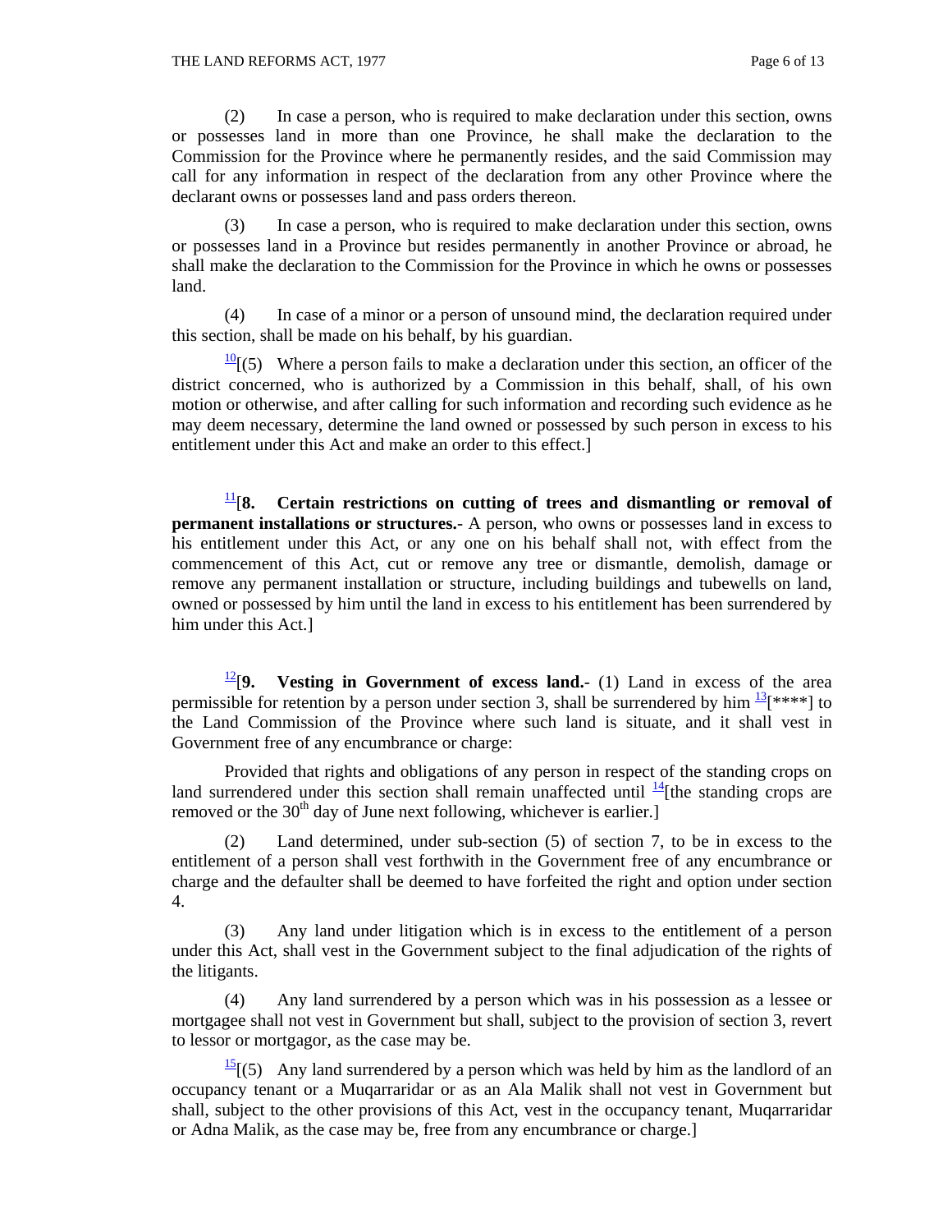(2) In case a person, who is required to make declaration under this section, owns or possesses land in more than one Province, he shall make the declaration to the Commission for the Province where he permanently resides, and the said Commission may call for any information in respect of the declaration from any other Province where the declarant owns or possesses land and pass orders thereon.

(3) In case a person, who is required to make declaration under this section, owns or possesses land in a Province but resides permanently in another Province or abroad, he shall make the declaration to the Commission for the Province in which he owns or possesses land.

(4) In case of a minor or a person of unsound mind, the declaration required under this section, shall be made on his behalf, by his guardian.

[10][(5) Where a person fails to make a declaration under this section, an officer of the district concerned, who is authorized by a Commission in this behalf, shall, of his own motion or otherwise, and after calling for such information and recording such evidence as he may deem necessary, determine the land owned or possessed by such person in excess to his entitlement under this Act and make an order to this effect.]

[11][**8. Certain restrictions on cutting of trees and dismantling or removal of permanent installations or structures.**- A person, who owns or possesses land in excess to his entitlement under this Act, or any one on his behalf shall not, with effect from the commencement of this Act, cut or remove any tree or dismantle, demolish, damage or remove any permanent installation or structure, including buildings and tubewells on land, owned or possessed by him until the land in excess to his entitlement has been surrendered by him under this Act.]

[12][**9. Vesting in Government of excess land.**- (1) Land in excess of the area permissible for retention by a person under section 3, shall be surrendered by him [13][****] to the Land Commission of the Province where such land is situate, and it shall vest in Government free of any encumbrance or charge:

Provided that rights and obligations of any person in respect of the standing crops on land surrendered under this section shall remain unaffected until [14][the standing crops are removed or the 30th day of June next following, whichever is earlier.]

(2) Land determined, under sub-section (5) of section 7, to be in excess to the entitlement of a person shall vest forthwith in the Government free of any encumbrance or charge and the defaulter shall be deemed to have forfeited the right and option under section 4.

(3) Any land under litigation which is in excess to the entitlement of a person under this Act, shall vest in the Government subject to the final adjudication of the rights of the litigants.

(4) Any land surrendered by a person which was in his possession as a lessee or mortgagee shall not vest in Government but shall, subject to the provision of section 3, revert to lessor or mortgagor, as the case may be.

[15][(5) Any land surrendered by a person which was held by him as the landlord of an occupancy tenant or a Muqarraridar or as an Ala Malik shall not vest in Government but shall, subject to the other provisions of this Act, vest in the occupancy tenant, Muqarraridar or Adna Malik, as the case may be, free from any encumbrance or charge.]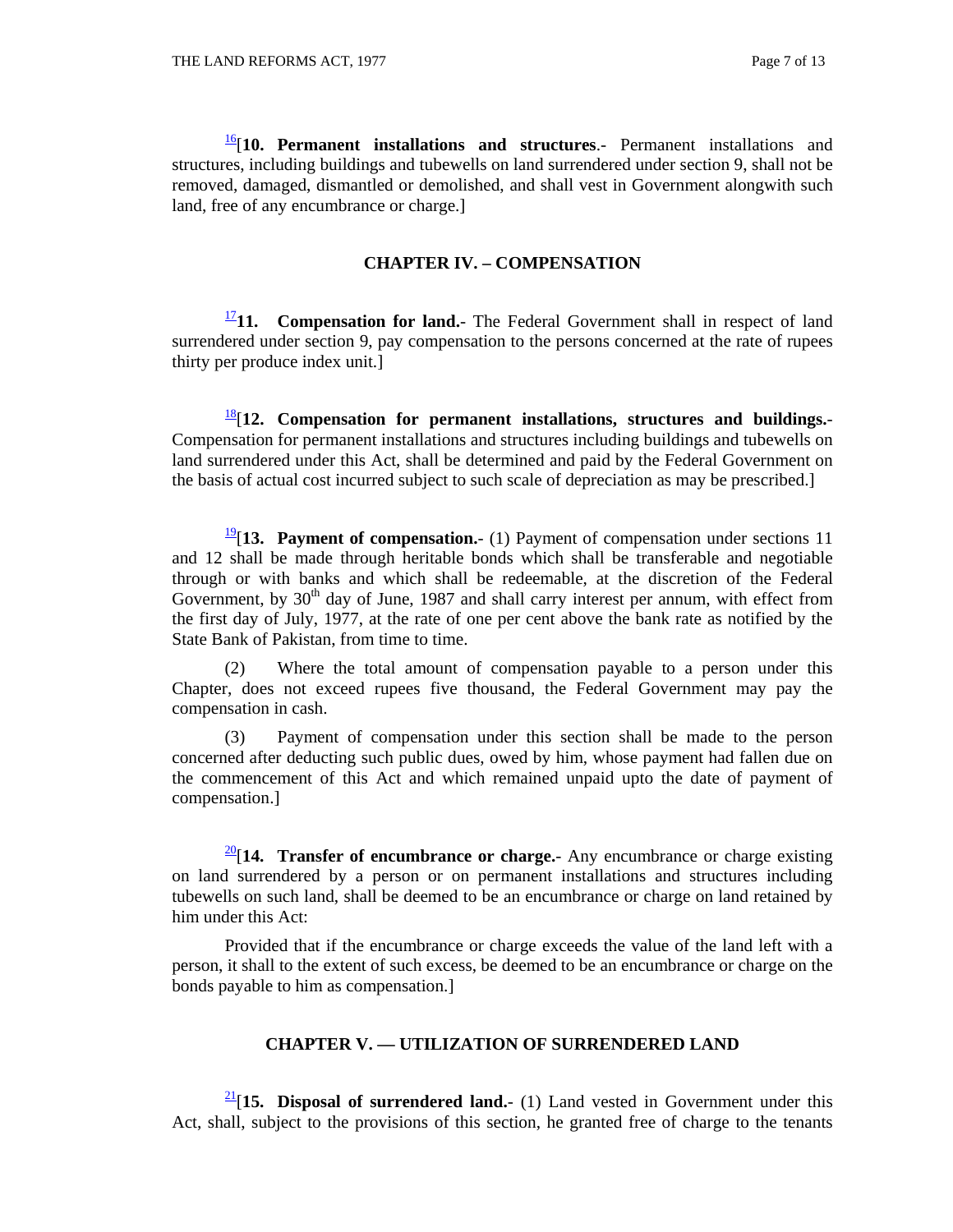[16][**10. Permanent installations and structures**.- Permanent installations and structures, including buildings and tubewells on land surrendered under section 9, shall not be removed, damaged, dismantled or demolished, and shall vest in Government alongwith such land, free of any encumbrance or charge.]

## CHAPTER IV. – COMPENSATION

[17]**11. Compensation for land.**- The Federal Government shall in respect of land surrendered under section 9, pay compensation to the persons concerned at the rate of rupees thirty per produce index unit.]

[18][**12. Compensation for permanent installations, structures and buildings.**- Compensation for permanent installations and structures including buildings and tubewells on land surrendered under this Act, shall be determined and paid by the Federal Government on the basis of actual cost incurred subject to such scale of depreciation as may be prescribed.]

[19][**13. Payment of compensation.**- (1) Payment of compensation under sections 11 and 12 shall be made through heritable bonds which shall be transferable and negotiable through or with banks and which shall be redeemable, at the discretion of the Federal Government, by 30th day of June, 1987 and shall carry interest per annum, with effect from the first day of July, 1977, at the rate of one per cent above the bank rate as notified by the State Bank of Pakistan, from time to time.

(2) Where the total amount of compensation payable to a person under this Chapter, does not exceed rupees five thousand, the Federal Government may pay the compensation in cash.

(3) Payment of compensation under this section shall be made to the person concerned after deducting such public dues, owed by him, whose payment had fallen due on the commencement of this Act and which remained unpaid upto the date of payment of compensation.]

[20][**14. Transfer of encumbrance or charge.**- Any encumbrance or charge existing on land surrendered by a person or on permanent installations and structures including tubewells on such land, shall be deemed to be an encumbrance or charge on land retained by him under this Act:

Provided that if the encumbrance or charge exceeds the value of the land left with a person, it shall to the extent of such excess, be deemed to be an encumbrance or charge on the bonds payable to him as compensation.]

## CHAPTER V. — UTILIZATION OF SURRENDERED LAND

[21][**15. Disposal of surrendered land.**- (1) Land vested in Government under this Act, shall, subject to the provisions of this section, he granted free of charge to the tenants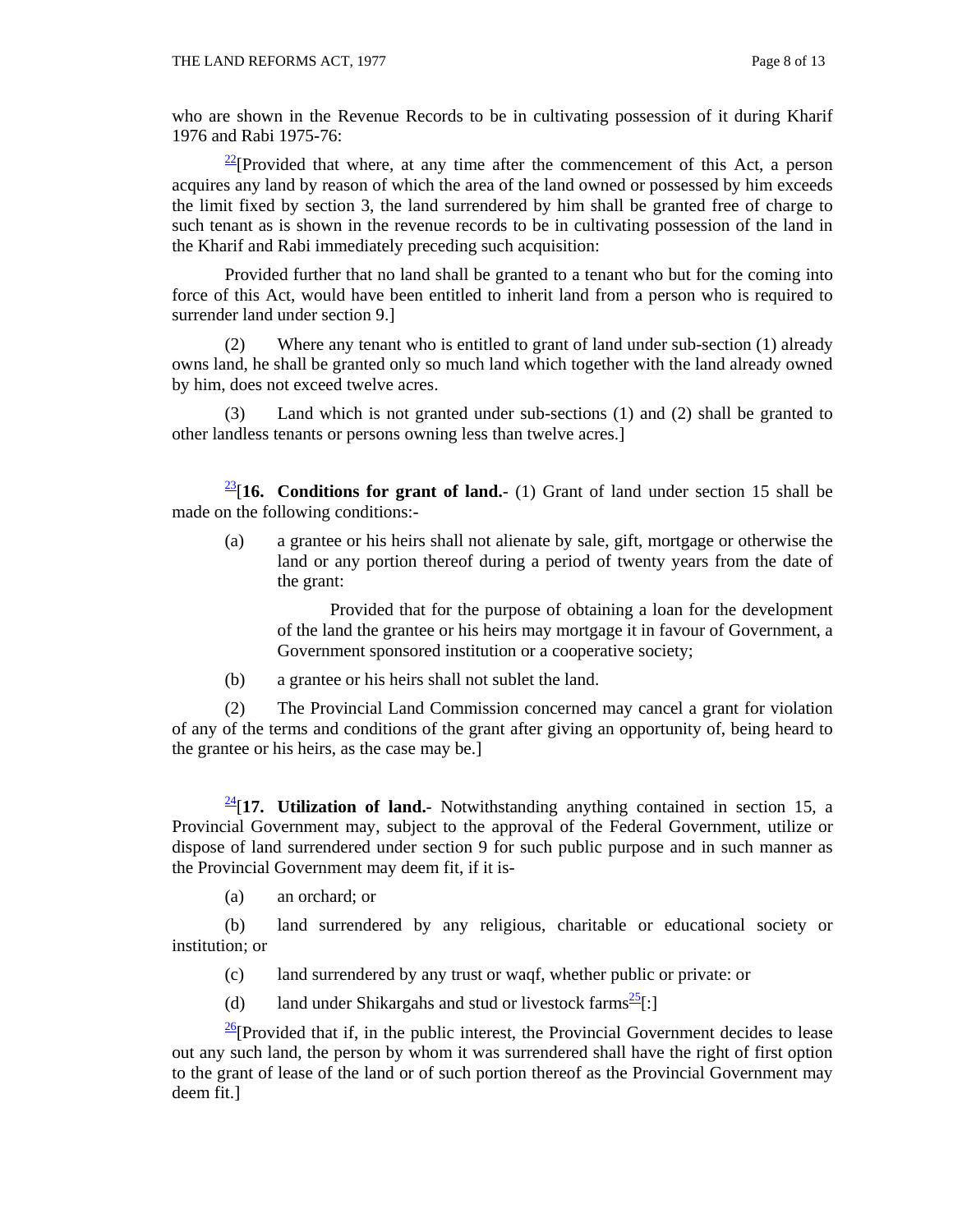who are shown in the Revenue Records to be in cultivating possession of it during Kharif 1976 and Rabi 1975-76:

[22][Provided that where, at any time after the commencement of this Act, a person acquires any land by reason of which the area of the land owned or possessed by him exceeds the limit fixed by section 3, the land surrendered by him shall be granted free of charge to such tenant as is shown in the revenue records to be in cultivating possession of the land in the Kharif and Rabi immediately preceding such acquisition:

Provided further that no land shall be granted to a tenant who but for the coming into force of this Act, would have been entitled to inherit land from a person who is required to surrender land under section 9.]

(2) Where any tenant who is entitled to grant of land under sub-section (1) already owns land, he shall be granted only so much land which together with the land already owned by him, does not exceed twelve acres.

(3) Land which is not granted under sub-sections (1) and (2) shall be granted to other landless tenants or persons owning less than twelve acres.]

[23][**16. Conditions for grant of land.**- (1) Grant of land under section 15 shall be made on the following conditions:-

(a) a grantee or his heirs shall not alienate by sale, gift, mortgage or otherwise the land or any portion thereof during a period of twenty years from the date of the grant:

Provided that for the purpose of obtaining a loan for the development of the land the grantee or his heirs may mortgage it in favour of Government, a Government sponsored institution or a cooperative society;

(b) a grantee or his heirs shall not sublet the land.

(2) The Provincial Land Commission concerned may cancel a grant for violation of any of the terms and conditions of the grant after giving an opportunity of, being heard to the grantee or his heirs, as the case may be.]

[24][**17. Utilization of land.**- Notwithstanding anything contained in section 15, a Provincial Government may, subject to the approval of the Federal Government, utilize or dispose of land surrendered under section 9 for such public purpose and in such manner as the Provincial Government may deem fit, if it is-

(a) an orchard; or

(b) land surrendered by any religious, charitable or educational society or institution; or

(c) land surrendered by any trust or waqf, whether public or private: or

(d) land under Shikargahs and stud or livestock farms[25][:]

[26][Provided that if, in the public interest, the Provincial Government decides to lease out any such land, the person by whom it was surrendered shall have the right of first option to the grant of lease of the land or of such portion thereof as the Provincial Government may deem fit.]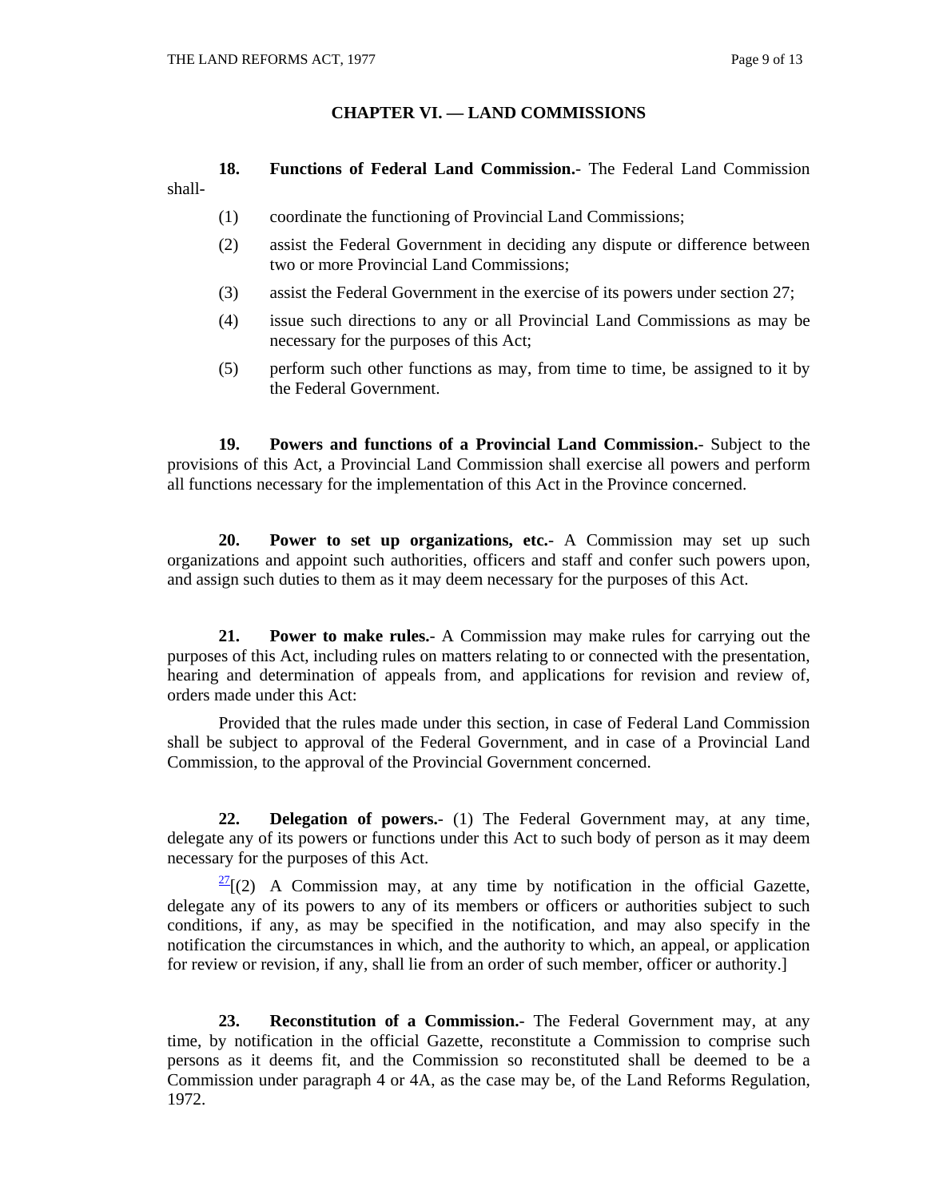## CHAPTER VI. — LAND COMMISSIONS

**18. Functions of Federal Land Commission.-** The Federal Land Commission shall-

(1) coordinate the functioning of Provincial Land Commissions;

(2) assist the Federal Government in deciding any dispute or difference between two or more Provincial Land Commissions;

(3) assist the Federal Government in the exercise of its powers under section 27;

(4) issue such directions to any or all Provincial Land Commissions as may be necessary for the purposes of this Act;

(5) perform such other functions as may, from time to time, be assigned to it by the Federal Government.

**19. Powers and functions of a Provincial Land Commission.-** Subject to the provisions of this Act, a Provincial Land Commission shall exercise all powers and perform all functions necessary for the implementation of this Act in the Province concerned.

**20. Power to set up organizations, etc.-** A Commission may set up such organizations and appoint such authorities, officers and staff and confer such powers upon, and assign such duties to them as it may deem necessary for the purposes of this Act.

**21. Power to make rules.-** A Commission may make rules for carrying out the purposes of this Act, including rules on matters relating to or connected with the presentation, hearing and determination of appeals from, and applications for revision and review of, orders made under this Act:

Provided that the rules made under this section, in case of Federal Land Commission shall be subject to approval of the Federal Government, and in case of a Provincial Land Commission, to the approval of the Provincial Government concerned.

**22. Delegation of powers.-** (1) The Federal Government may, at any time, delegate any of its powers or functions under this Act to such body of person as it may deem necessary for the purposes of this Act.

[27][(2) A Commission may, at any time by notification in the official Gazette, delegate any of its powers to any of its members or officers or authorities subject to such conditions, if any, as may be specified in the notification, and may also specify in the notification the circumstances in which, and the authority to which, an appeal, or application for review or revision, if any, shall lie from an order of such member, officer or authority.]

**23. Reconstitution of a Commission.-** The Federal Government may, at any time, by notification in the official Gazette, reconstitute a Commission to comprise such persons as it deems fit, and the Commission so reconstituted shall be deemed to be a Commission under paragraph 4 or 4A, as the case may be, of the Land Reforms Regulation, 1972.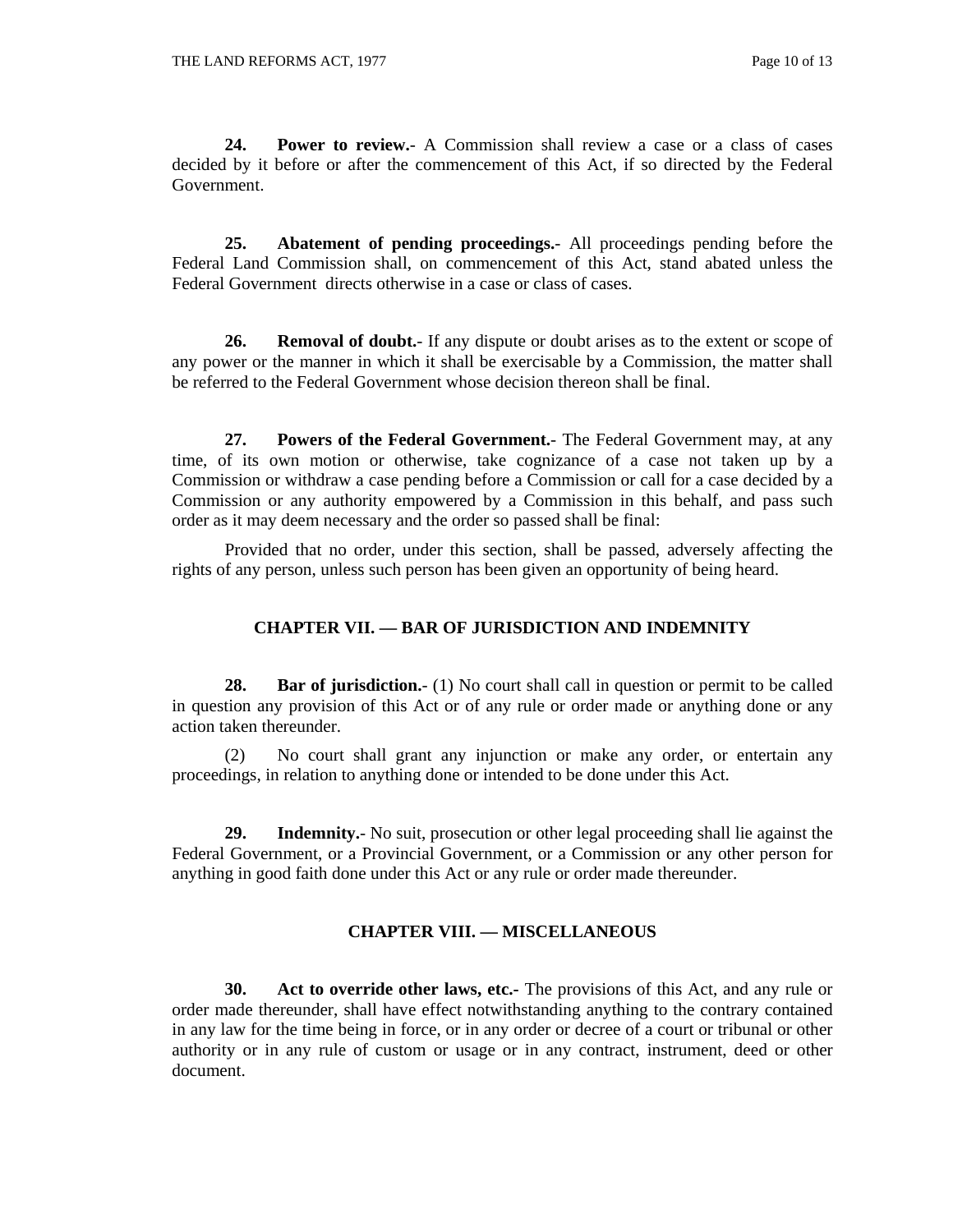**24. Power to review.-** A Commission shall review a case or a class of cases decided by it before or after the commencement of this Act, if so directed by the Federal Government.

**25. Abatement of pending proceedings.-** All proceedings pending before the Federal Land Commission shall, on commencement of this Act, stand abated unless the Federal Government directs otherwise in a case or class of cases.

**26. Removal of doubt.-** If any dispute or doubt arises as to the extent or scope of any power or the manner in which it shall be exercisable by a Commission, the matter shall be referred to the Federal Government whose decision thereon shall be final.

**27. Powers of the Federal Government.-** The Federal Government may, at any time, of its own motion or otherwise, take cognizance of a case not taken up by a Commission or withdraw a case pending before a Commission or call for a case decided by a Commission or any authority empowered by a Commission in this behalf, and pass such order as it may deem necessary and the order so passed shall be final:

Provided that no order, under this section, shall be passed, adversely affecting the rights of any person, unless such person has been given an opportunity of being heard.

## CHAPTER VII. — BAR OF JURISDICTION AND INDEMNITY

**28. Bar of jurisdiction.-** (1) No court shall call in question or permit to be called in question any provision of this Act or of any rule or order made or anything done or any action taken thereunder.

(2) No court shall grant any injunction or make any order, or entertain any proceedings, in relation to anything done or intended to be done under this Act.

**29. Indemnity.-** No suit, prosecution or other legal proceeding shall lie against the Federal Government, or a Provincial Government, or a Commission or any other person for anything in good faith done under this Act or any rule or order made thereunder.

## CHAPTER VIII. — MISCELLANEOUS

**30. Act to override other laws, etc.-** The provisions of this Act, and any rule or order made thereunder, shall have effect notwithstanding anything to the contrary contained in any law for the time being in force, or in any order or decree of a court or tribunal or other authority or in any rule of custom or usage or in any contract, instrument, deed or other document.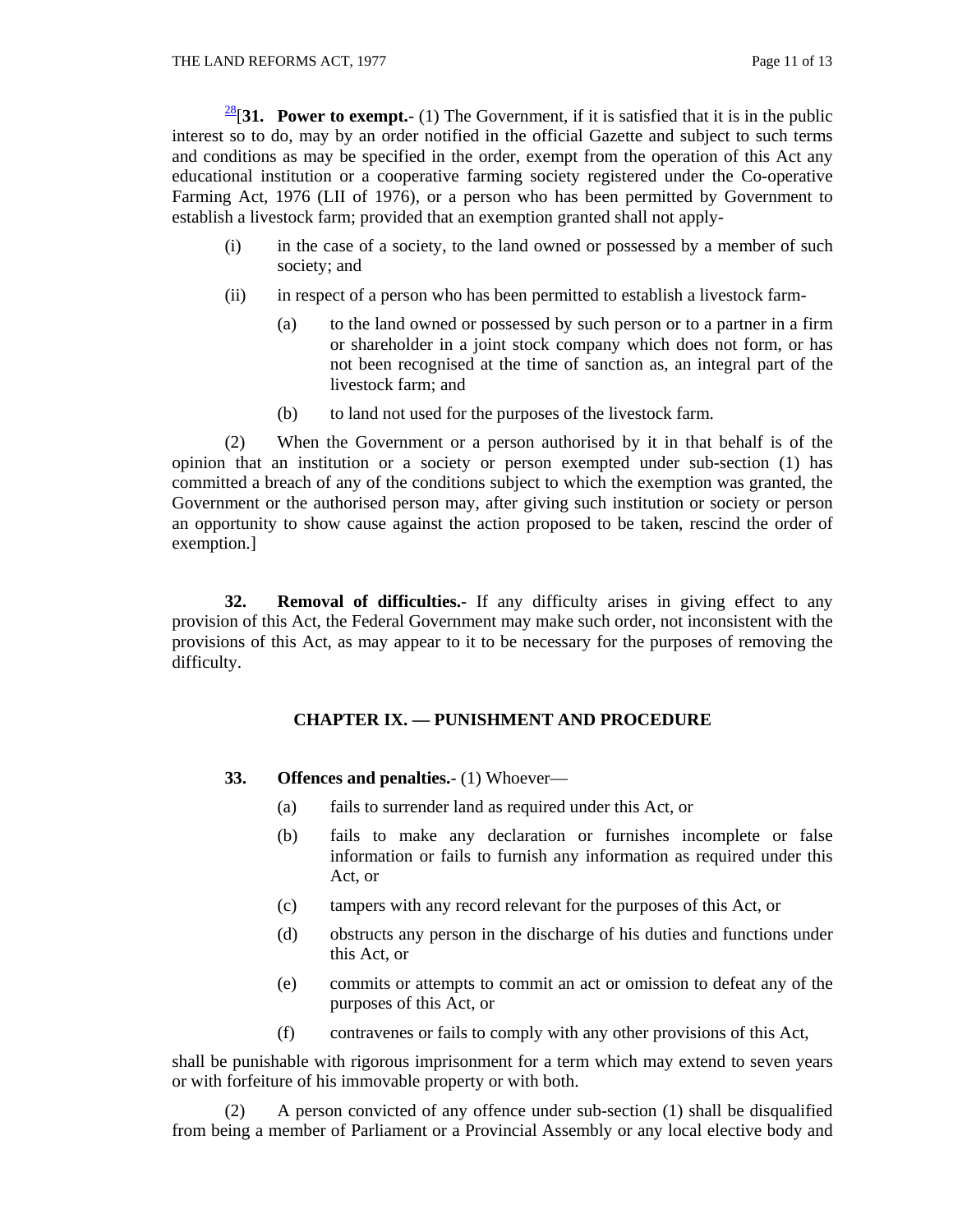[28][**31. Power to exempt.**- (1) The Government, if it is satisfied that it is in the public interest so to do, may by an order notified in the official Gazette and subject to such terms and conditions as may be specified in the order, exempt from the operation of this Act any educational institution or a cooperative farming society registered under the Co-operative Farming Act, 1976 (LII of 1976), or a person who has been permitted by Government to establish a livestock farm; provided that an exemption granted shall not apply-

(i) in the case of a society, to the land owned or possessed by a member of such society; and

(ii) in respect of a person who has been permitted to establish a livestock farm-

(a) to the land owned or possessed by such person or to a partner in a firm or shareholder in a joint stock company which does not form, or has not been recognised at the time of sanction as, an integral part of the livestock farm; and

(b) to land not used for the purposes of the livestock farm.

(2) When the Government or a person authorised by it in that behalf is of the opinion that an institution or a society or person exempted under sub-section (1) has committed a breach of any of the conditions subject to which the exemption was granted, the Government or the authorised person may, after giving such institution or society or person an opportunity to show cause against the action proposed to be taken, rescind the order of exemption.]

**32. Removal of difficulties.**- If any difficulty arises in giving effect to any provision of this Act, the Federal Government may make such order, not inconsistent with the provisions of this Act, as may appear to it to be necessary for the purposes of removing the difficulty.

## CHAPTER IX. — PUNISHMENT AND PROCEDURE

**33. Offences and penalties.**- (1) Whoever—

(a) fails to surrender land as required under this Act, or

(b) fails to make any declaration or furnishes incomplete or false information or fails to furnish any information as required under this Act, or

(c) tampers with any record relevant for the purposes of this Act, or

(d) obstructs any person in the discharge of his duties and functions under this Act, or

(e) commits or attempts to commit an act or omission to defeat any of the purposes of this Act, or

(f) contravenes or fails to comply with any other provisions of this Act,

shall be punishable with rigorous imprisonment for a term which may extend to seven years or with forfeiture of his immovable property or with both.

(2) A person convicted of any offence under sub-section (1) shall be disqualified from being a member of Parliament or a Provincial Assembly or any local elective body and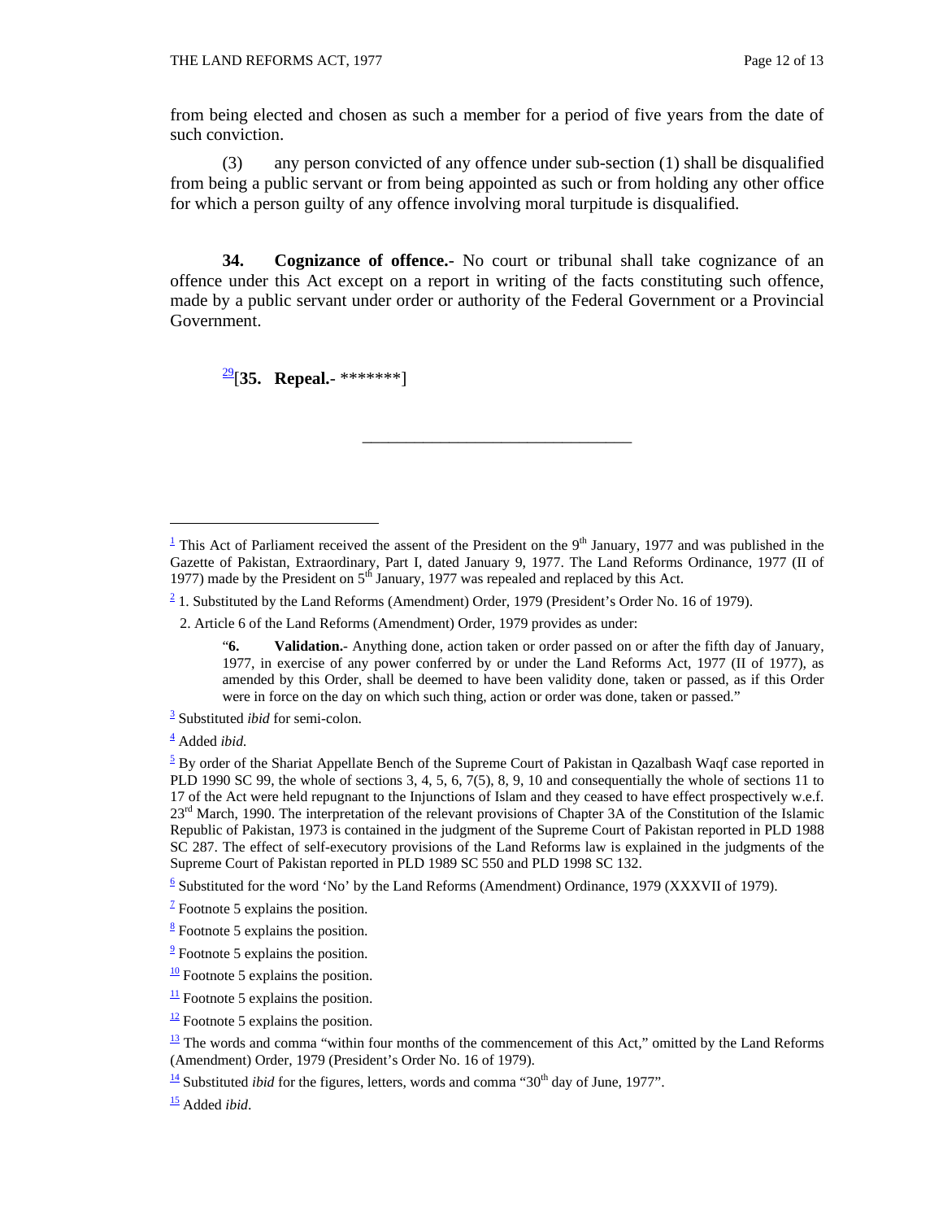from being elected and chosen as such a member for a period of five years from the date of such conviction.

(3) any person convicted of any offence under sub-section (1) shall be disqualified from being a public servant or from being appointed as such or from holding any other office for which a person guilty of any offence involving moral turpitude is disqualified.

**34. Cognizance of offence.-** No court or tribunal shall take cognizance of an offence under this Act except on a report in writing of the facts constituting such offence, made by a public servant under order or authority of the Federal Government or a Provincial Government.

[29][**35. Repeal.-** *******]

---

[1] This Act of Parliament received the assent of the President on the 9th January, 1977 and was published in the Gazette of Pakistan, Extraordinary, Part I, dated January 9, 1977. The Land Reforms Ordinance, 1977 (II of 1977) made by the President on 5th January, 1977 was repealed and replaced by this Act.

[2] 1. Substituted by the Land Reforms (Amendment) Order, 1979 (President's Order No. 16 of 1979).

2. Article 6 of the Land Reforms (Amendment) Order, 1979 provides as under:

> "**6. Validation.**- Anything done, action taken or order passed on or after the fifth day of January, 1977, in exercise of any power conferred by or under the Land Reforms Act, 1977 (II of 1977), as amended by this Order, shall be deemed to have been validity done, taken or passed, as if this Order were in force on the day on which such thing, action or order was done, taken or passed."

[3] Substituted *ibid* for semi-colon.

[4] Added *ibid.*

[5] By order of the Shariat Appellate Bench of the Supreme Court of Pakistan in Qazalbash Waqf case reported in PLD 1990 SC 99, the whole of sections 3, 4, 5, 6, 7(5), 8, 9, 10 and consequentially the whole of sections 11 to 17 of the Act were held repugnant to the Injunctions of Islam and they ceased to have effect prospectively w.e.f. 23rd March, 1990. The interpretation of the relevant provisions of Chapter 3A of the Constitution of the Islamic Republic of Pakistan, 1973 is contained in the judgment of the Supreme Court of Pakistan reported in PLD 1988 SC 287. The effect of self-executory provisions of the Land Reforms law is explained in the judgments of the Supreme Court of Pakistan reported in PLD 1989 SC 550 and PLD 1998 SC 132.

[6] Substituted for the word 'No' by the Land Reforms (Amendment) Ordinance, 1979 (XXXVII of 1979).

[7] Footnote 5 explains the position.

[8] Footnote 5 explains the position.

[9] Footnote 5 explains the position.

[10] Footnote 5 explains the position.

[11] Footnote 5 explains the position.

[12] Footnote 5 explains the position.

[13] The words and comma "within four months of the commencement of this Act," omitted by the Land Reforms (Amendment) Order, 1979 (President's Order No. 16 of 1979).

[14] Substituted *ibid* for the figures, letters, words and comma "30th day of June, 1977".

[15] Added *ibid*.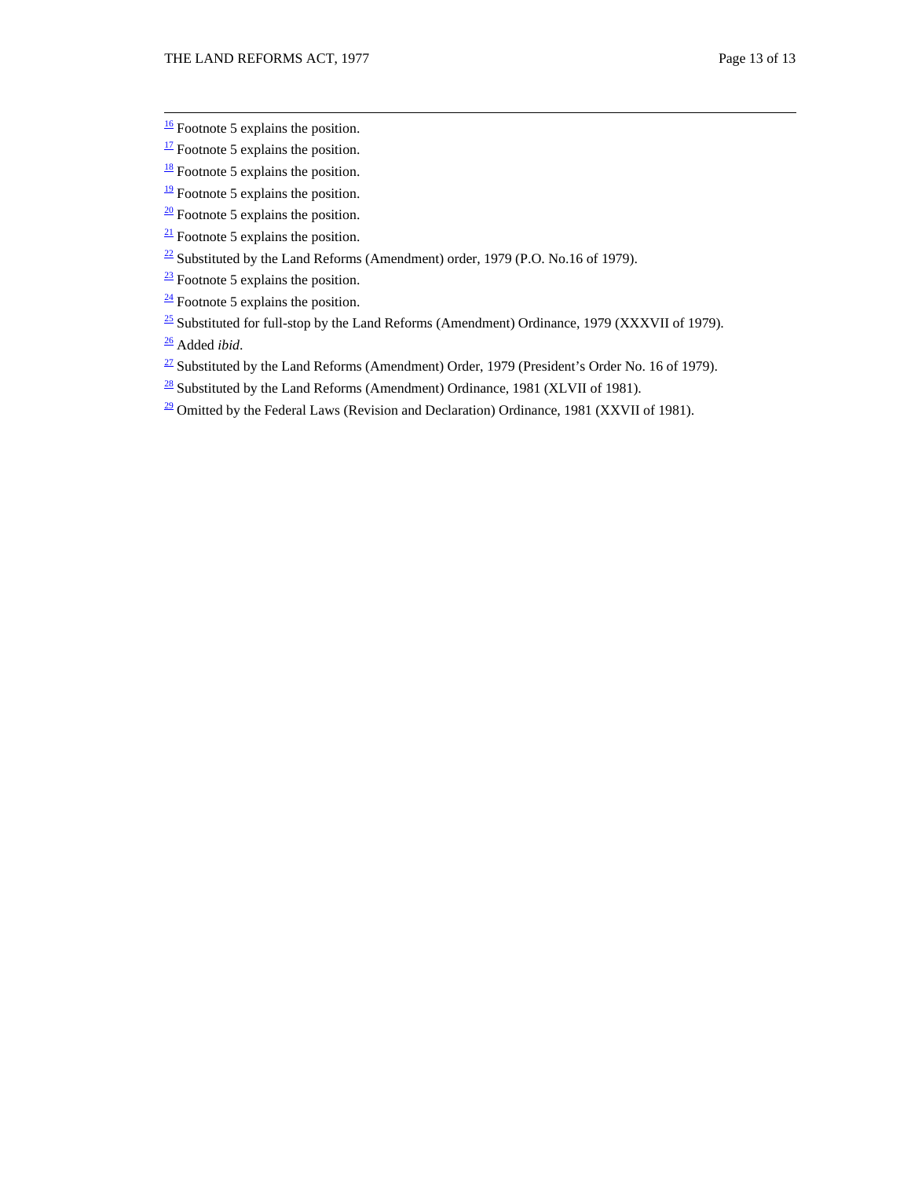[16] Footnote 5 explains the position.

[17] Footnote 5 explains the position.

[18] Footnote 5 explains the position.

[19] Footnote 5 explains the position.

[20] Footnote 5 explains the position.

[21] Footnote 5 explains the position.

[22] Substituted by the Land Reforms (Amendment) order, 1979 (P.O. No.16 of 1979).

[23] Footnote 5 explains the position.

[24] Footnote 5 explains the position.

[25] Substituted for full-stop by the Land Reforms (Amendment) Ordinance, 1979 (XXXVII of 1979).

[26] Added *ibid*.

[27] Substituted by the Land Reforms (Amendment) Order, 1979 (President's Order No. 16 of 1979).

[28] Substituted by the Land Reforms (Amendment) Ordinance, 1981 (XLVII of 1981).

[29] Omitted by the Federal Laws (Revision and Declaration) Ordinance, 1981 (XXVII of 1981).